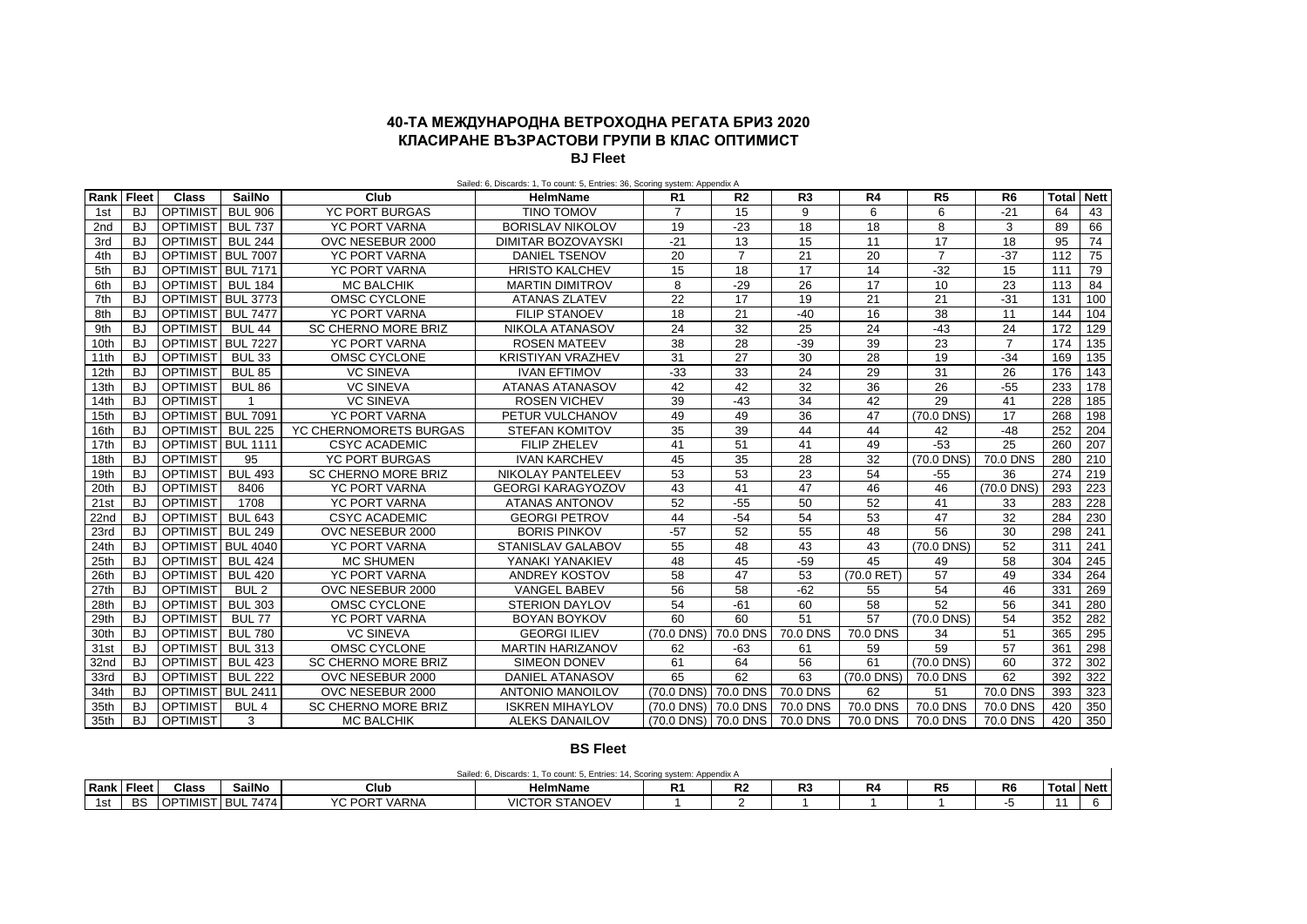## 40-ТА МЕЖДУНАРОДНА ВЕТРОХОДНА РЕГАТА БРИЗ 2020
## КЛАСИРАНЕ ВЪЗРАСТОВИ ГРУПИ В КЛАС ОПТИМИСТ
### BJ Fleet

Sailed: 6, Discards: 1, To count: 5, Entries: 36, Scoring system: Appendix A

| Rank | Fleet | Class | SailNo | Club | HelmName | R1 | R2 | R3 | R4 | R5 | R6 | Total | Nett |
|---|---|---|---|---|---|---|---|---|---|---|---|---|---|
| 1st | BJ | OPTIMIST | BUL 906 | YC PORT BURGAS | TINO TOMOV | 7 | 15 | 9 | 6 | 6 | -21 | 64 | 43 |
| 2nd | BJ | OPTIMIST | BUL 737 | YC PORT VARNA | BORISLAV NIKOLOV | 19 | -23 | 18 | 18 | 8 | 3 | 89 | 66 |
| 3rd | BJ | OPTIMIST | BUL 244 | OVC NESEBUR 2000 | DIMITAR BOZOVAYSKI | -21 | 13 | 15 | 11 | 17 | 18 | 95 | 74 |
| 4th | BJ | OPTIMIST | BUL 7007 | YC PORT VARNA | DANIEL TSENOV | 20 | 7 | 21 | 20 | 7 | -37 | 112 | 75 |
| 5th | BJ | OPTIMIST | BUL 7171 | YC PORT VARNA | HRISTO KALCHEV | 15 | 18 | 17 | 14 | -32 | 15 | 111 | 79 |
| 6th | BJ | OPTIMIST | BUL 184 | MC BALCHIK | MARTIN DIMITROV | 8 | -29 | 26 | 17 | 10 | 23 | 113 | 84 |
| 7th | BJ | OPTIMIST | BUL 3773 | OMSC CYCLONE | ATANAS ZLATEV | 22 | 17 | 19 | 21 | 21 | -31 | 131 | 100 |
| 8th | BJ | OPTIMIST | BUL 7477 | YC PORT VARNA | FILIP STANOEV | 18 | 21 | -40 | 16 | 38 | 11 | 144 | 104 |
| 9th | BJ | OPTIMIST | BUL 44 | SC CHERNO MORE BRIZ | NIKOLA ATANASOV | 24 | 32 | 25 | 24 | -43 | 24 | 172 | 129 |
| 10th | BJ | OPTIMIST | BUL 7227 | YC PORT VARNA | ROSEN MATEEV | 38 | 28 | -39 | 39 | 23 | 7 | 174 | 135 |
| 11th | BJ | OPTIMIST | BUL 33 | OMSC CYCLONE | KRISTIYAN VRAZHEV | 31 | 27 | 30 | 28 | 19 | -34 | 169 | 135 |
| 12th | BJ | OPTIMIST | BUL 85 | VC SINEVA | IVAN EFTIMOV | -33 | 33 | 24 | 29 | 31 | 26 | 176 | 143 |
| 13th | BJ | OPTIMIST | BUL 86 | VC SINEVA | ATANAS ATANASOV | 42 | 42 | 32 | 36 | 26 | -55 | 233 | 178 |
| 14th | BJ | OPTIMIST | 1 | VC SINEVA | ROSEN VICHEV | 39 | -43 | 34 | 42 | 29 | 41 | 228 | 185 |
| 15th | BJ | OPTIMIST | BUL 7091 | YC PORT VARNA | PETUR VULCHANOV | 49 | 49 | 36 | 47 | (70.0 DNS) | 17 | 268 | 198 |
| 16th | BJ | OPTIMIST | BUL 225 | YC CHERNOMORETS BURGAS | STEFAN KOMITOV | 35 | 39 | 44 | 44 | 42 | -48 | 252 | 204 |
| 17th | BJ | OPTIMIST | BUL 1111 | CSYC ACADEMIC | FILIP ZHELEV | 41 | 51 | 41 | 49 | -53 | 25 | 260 | 207 |
| 18th | BJ | OPTIMIST | 95 | YC PORT BURGAS | IVAN KARCHEV | 45 | 35 | 28 | 32 | (70.0 DNS) | 70.0 DNS | 280 | 210 |
| 19th | BJ | OPTIMIST | BUL 493 | SC CHERNO MORE BRIZ | NIKOLAY PANTELEEV | 53 | 53 | 23 | 54 | -55 | 36 | 274 | 219 |
| 20th | BJ | OPTIMIST | 8406 | YC PORT VARNA | GEORGI KARAGYOZOV | 43 | 41 | 47 | 46 | 46 | (70.0 DNS) | 293 | 223 |
| 21st | BJ | OPTIMIST | 1708 | YC PORT VARNA | ATANAS ANTONOV | 52 | -55 | 50 | 52 | 41 | 33 | 283 | 228 |
| 22nd | BJ | OPTIMIST | BUL 643 | CSYC ACADEMIC | GEORGI PETROV | 44 | -54 | 54 | 53 | 47 | 32 | 284 | 230 |
| 23rd | BJ | OPTIMIST | BUL 249 | OVC NESEBUR 2000 | BORIS PINKOV | -57 | 52 | 55 | 48 | 56 | 30 | 298 | 241 |
| 24th | BJ | OPTIMIST | BUL 4040 | YC PORT VARNA | STANISLAV GALABOV | 55 | 48 | 43 | 43 | (70.0 DNS) | 52 | 311 | 241 |
| 25th | BJ | OPTIMIST | BUL 424 | MC SHUMEN | YANAKI YANAKIEV | 48 | 45 | -59 | 45 | 49 | 58 | 304 | 245 |
| 26th | BJ | OPTIMIST | BUL 420 | YC PORT VARNA | ANDREY KOSTOV | 58 | 47 | 53 | (70.0 RET) | 57 | 49 | 334 | 264 |
| 27th | BJ | OPTIMIST | BUL 2 | OVC NESEBUR 2000 | VANGEL BABEV | 56 | 58 | -62 | 55 | 54 | 46 | 331 | 269 |
| 28th | BJ | OPTIMIST | BUL 303 | OMSC CYCLONE | STERION DAYLOV | 54 | -61 | 60 | 58 | 52 | 56 | 341 | 280 |
| 29th | BJ | OPTIMIST | BUL 77 | YC PORT VARNA | BOYAN BOYKOV | 60 | 60 | 51 | 57 | (70.0 DNS) | 54 | 352 | 282 |
| 30th | BJ | OPTIMIST | BUL 780 | VC SINEVA | GEORGI ILIEV | (70.0 DNS) | 70.0 DNS | 70.0 DNS | 70.0 DNS | 34 | 51 | 365 | 295 |
| 31st | BJ | OPTIMIST | BUL 313 | OMSC CYCLONE | MARTIN HARIZANOV | 62 | -63 | 61 | 59 | 59 | 57 | 361 | 298 |
| 32nd | BJ | OPTIMIST | BUL 423 | SC CHERNO MORE BRIZ | SIMEON DONEV | 61 | 64 | 56 | 61 | (70.0 DNS) | 60 | 372 | 302 |
| 33rd | BJ | OPTIMIST | BUL 222 | OVC NESEBUR 2000 | DANIEL ATANASOV | 65 | 62 | 63 | (70.0 DNS) | 70.0 DNS | 62 | 392 | 322 |
| 34th | BJ | OPTIMIST | BUL 2411 | OVC NESEBUR 2000 | ANTONIO MANOILOV | (70.0 DNS) | 70.0 DNS | 70.0 DNS | 62 | 51 | 70.0 DNS | 393 | 323 |
| 35th | BJ | OPTIMIST | BUL 4 | SC CHERNO MORE BRIZ | ISKREN MIHAYLOV | (70.0 DNS) | 70.0 DNS | 70.0 DNS | 70.0 DNS | 70.0 DNS | 70.0 DNS | 420 | 350 |
| 35th | BJ | OPTIMIST | 3 | MC BALCHIK | ALEKS DANAILOV | (70.0 DNS) | 70.0 DNS | 70.0 DNS | 70.0 DNS | 70.0 DNS | 70.0 DNS | 420 | 350 |

### BS Fleet

Sailed: 6, Discards: 1, To count: 5, Entries: 14, Scoring system: Appendix A

| Rank | Fleet | Class | SailNo | Club | HelmName | R1 | R2 | R3 | R4 | R5 | R6 | Total | Nett |
|---|---|---|---|---|---|---|---|---|---|---|---|---|---|
| 1st | BS | OPTIMIST | BUL 7474 | YC PORT VARNA | VICTOR STANOEV | 1 | 2 | 1 | 1 | 1 | -5 | 11 | 6 |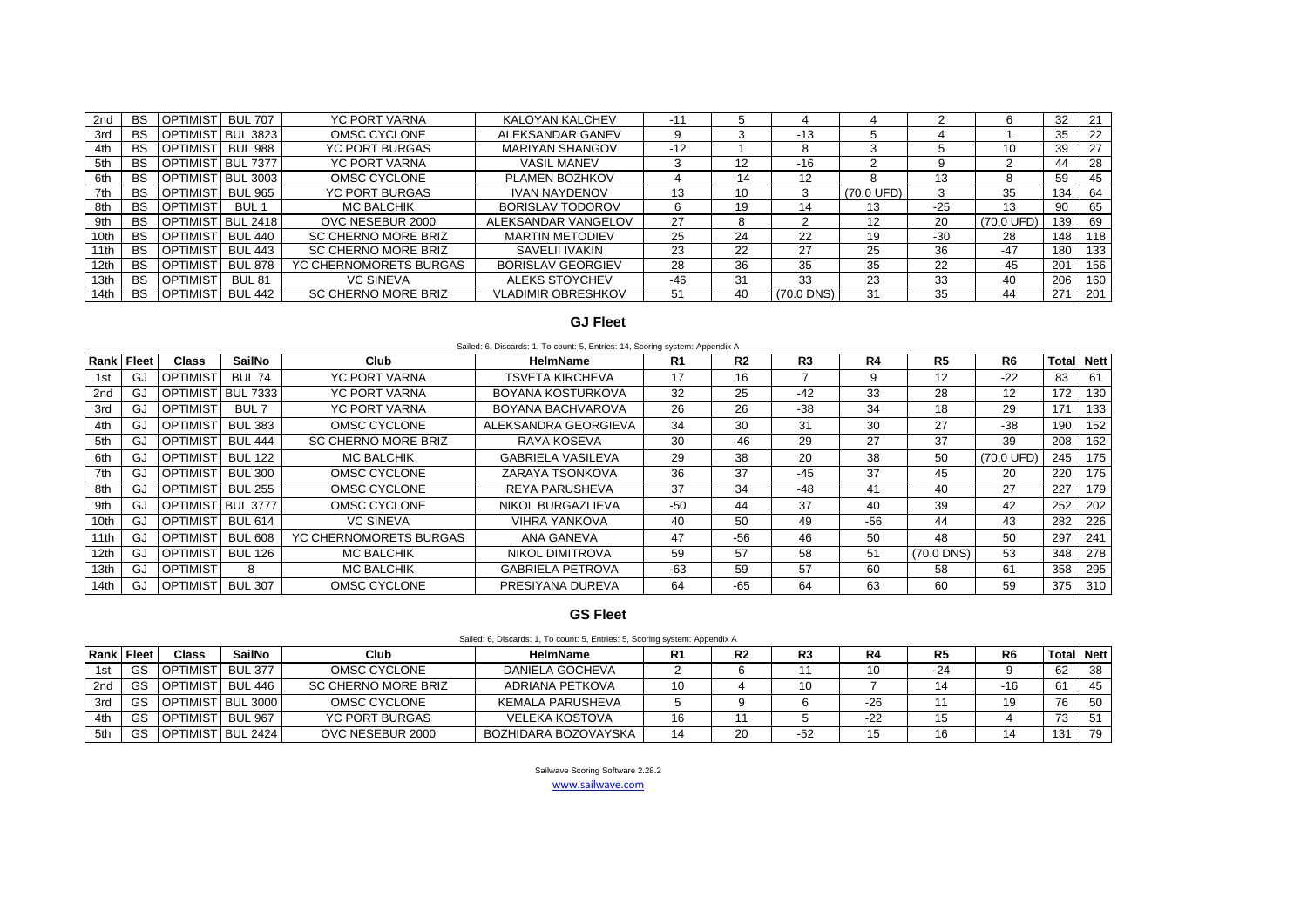| | | | | | | | | | | | | | |
|---|---|---|---|---|---|---|---|---|---|---|---|---|---|
| 2nd | BS | OPTIMIST | BUL 707 | YC PORT VARNA | KALOYAN KALCHEV | -11 | 5 | 4 | 4 | 2 | 6 | 32 | 21 |
| 3rd | BS | OPTIMIST | BUL 3823 | OMSC CYCLONE | ALEKSANDAR GANEV | 9 | 3 | -13 | 5 | 4 | 1 | 35 | 22 |
| 4th | BS | OPTIMIST | BUL 988 | YC PORT BURGAS | MARIYAN SHANGOV | -12 | 1 | 8 | 3 | 5 | 10 | 39 | 27 |
| 5th | BS | OPTIMIST | BUL 7377 | YC PORT VARNA | VASIL MANEV | 3 | 12 | -16 | 2 | 9 | 2 | 44 | 28 |
| 6th | BS | OPTIMIST | BUL 3003 | OMSC CYCLONE | PLAMEN BOZHKOV | 4 | -14 | 12 | 8 | 13 | 8 | 59 | 45 |
| 7th | BS | OPTIMIST | BUL 965 | YC PORT BURGAS | IVAN NAYDENOV | 13 | 10 | 3 | (70.0 UFD) | 3 | 35 | 134 | 64 |
| 8th | BS | OPTIMIST | BUL 1 | MC BALCHIK | BORISLAV TODOROV | 6 | 19 | 14 | 13 | -25 | 13 | 90 | 65 |
| 9th | BS | OPTIMIST | BUL 2418 | OVC NESEBUR 2000 | ALEKSANDAR VANGELOV | 27 | 8 | 2 | 12 | 20 | (70.0 UFD) | 139 | 69 |
| 10th | BS | OPTIMIST | BUL 440 | SC CHERNO MORE BRIZ | MARTIN METODIEV | 25 | 24 | 22 | 19 | -30 | 28 | 148 | 118 |
| 11th | BS | OPTIMIST | BUL 443 | SC CHERNO MORE BRIZ | SAVELII IVAKIN | 23 | 22 | 27 | 25 | 36 | -47 | 180 | 133 |
| 12th | BS | OPTIMIST | BUL 878 | YC CHERNOMORETS BURGAS | BORISLAV GEORGIEV | 28 | 36 | 35 | 35 | 22 | -45 | 201 | 156 |
| 13th | BS | OPTIMIST | BUL 81 | VC SINEVA | ALEKS STOYCHEV | -46 | 31 | 33 | 23 | 33 | 40 | 206 | 160 |
| 14th | BS | OPTIMIST | BUL 442 | SC CHERNO MORE BRIZ | VLADIMIR OBRESHKOV | 51 | 40 | (70.0 DNS) | 31 | 35 | 44 | 271 | 201 |

## GJ Fleet

Sailed: 6, Discards: 1, To count: 5, Entries: 14, Scoring system: Appendix A

| Rank | Fleet | Class | SailNo | Club | HelmName | R1 | R2 | R3 | R4 | R5 | R6 | Total | Nett |
|---|---|---|---|---|---|---|---|---|---|---|---|---|---|
| 1st | GJ | OPTIMIST | BUL 74 | YC PORT VARNA | TSVETA KIRCHEVA | 17 | 16 | 7 | 9 | 12 | -22 | 83 | 61 |
| 2nd | GJ | OPTIMIST | BUL 7333 | YC PORT VARNA | BOYANA KOSTURKOVA | 32 | 25 | -42 | 33 | 28 | 12 | 172 | 130 |
| 3rd | GJ | OPTIMIST | BUL 7 | YC PORT VARNA | BOYANA BACHVAROVA | 26 | 26 | -38 | 34 | 18 | 29 | 171 | 133 |
| 4th | GJ | OPTIMIST | BUL 383 | OMSC CYCLONE | ALEKSANDRA GEORGIEVA | 34 | 30 | 31 | 30 | 27 | -38 | 190 | 152 |
| 5th | GJ | OPTIMIST | BUL 444 | SC CHERNO MORE BRIZ | RAYA KOSEVA | 30 | -46 | 29 | 27 | 37 | 39 | 208 | 162 |
| 6th | GJ | OPTIMIST | BUL 122 | MC BALCHIK | GABRIELA VASILEVA | 29 | 38 | 20 | 38 | 50 | (70.0 UFD) | 245 | 175 |
| 7th | GJ | OPTIMIST | BUL 300 | OMSC CYCLONE | ZARAYA TSONKOVA | 36 | 37 | -45 | 37 | 45 | 20 | 220 | 175 |
| 8th | GJ | OPTIMIST | BUL 255 | OMSC CYCLONE | REYA PARUSHEVA | 37 | 34 | -48 | 41 | 40 | 27 | 227 | 179 |
| 9th | GJ | OPTIMIST | BUL 3777 | OMSC CYCLONE | NIKOL BURGAZLIEVA | -50 | 44 | 37 | 40 | 39 | 42 | 252 | 202 |
| 10th | GJ | OPTIMIST | BUL 614 | VC SINEVA | VIHRA YANKOVA | 40 | 50 | 49 | -56 | 44 | 43 | 282 | 226 |
| 11th | GJ | OPTIMIST | BUL 608 | YC CHERNOMORETS BURGAS | ANA GANEVA | 47 | -56 | 46 | 50 | 48 | 50 | 297 | 241 |
| 12th | GJ | OPTIMIST | BUL 126 | MC BALCHIK | NIKOL DIMITROVA | 59 | 57 | 58 | 51 | (70.0 DNS) | 53 | 348 | 278 |
| 13th | GJ | OPTIMIST | 8 | MC BALCHIK | GABRIELA PETROVA | -63 | 59 | 57 | 60 | 58 | 61 | 358 | 295 |
| 14th | GJ | OPTIMIST | BUL 307 | OMSC CYCLONE | PRESIYANA DUREVA | 64 | -65 | 64 | 63 | 60 | 59 | 375 | 310 |

## GS Fleet

Sailed: 6, Discards: 1, To count: 5, Entries: 5, Scoring system: Appendix A

| Rank | Fleet | Class | SailNo | Club | HelmName | R1 | R2 | R3 | R4 | R5 | R6 | Total | Nett |
|---|---|---|---|---|---|---|---|---|---|---|---|---|---|
| 1st | GS | OPTIMIST | BUL 377 | OMSC CYCLONE | DANIELA GOCHEVA | 2 | 6 | 11 | 10 | -24 | 9 | 62 | 38 |
| 2nd | GS | OPTIMIST | BUL 446 | SC CHERNO MORE BRIZ | ADRIANA PETKOVA | 10 | 4 | 10 | 7 | 14 | -16 | 61 | 45 |
| 3rd | GS | OPTIMIST | BUL 3000 | OMSC CYCLONE | KEMALA PARUSHEVA | 5 | 9 | 6 | -26 | 11 | 19 | 76 | 50 |
| 4th | GS | OPTIMIST | BUL 967 | YC PORT BURGAS | VELEKA KOSTOVA | 16 | 11 | 5 | -22 | 15 | 4 | 73 | 51 |
| 5th | GS | OPTIMIST | BUL 2424 | OVC NESEBUR 2000 | BOZHIDARA BOZOVAYSKA | 14 | 20 | -52 | 15 | 16 | 14 | 131 | 79 |

Sailwave Scoring Software 2.28.2
www.sailwave.com